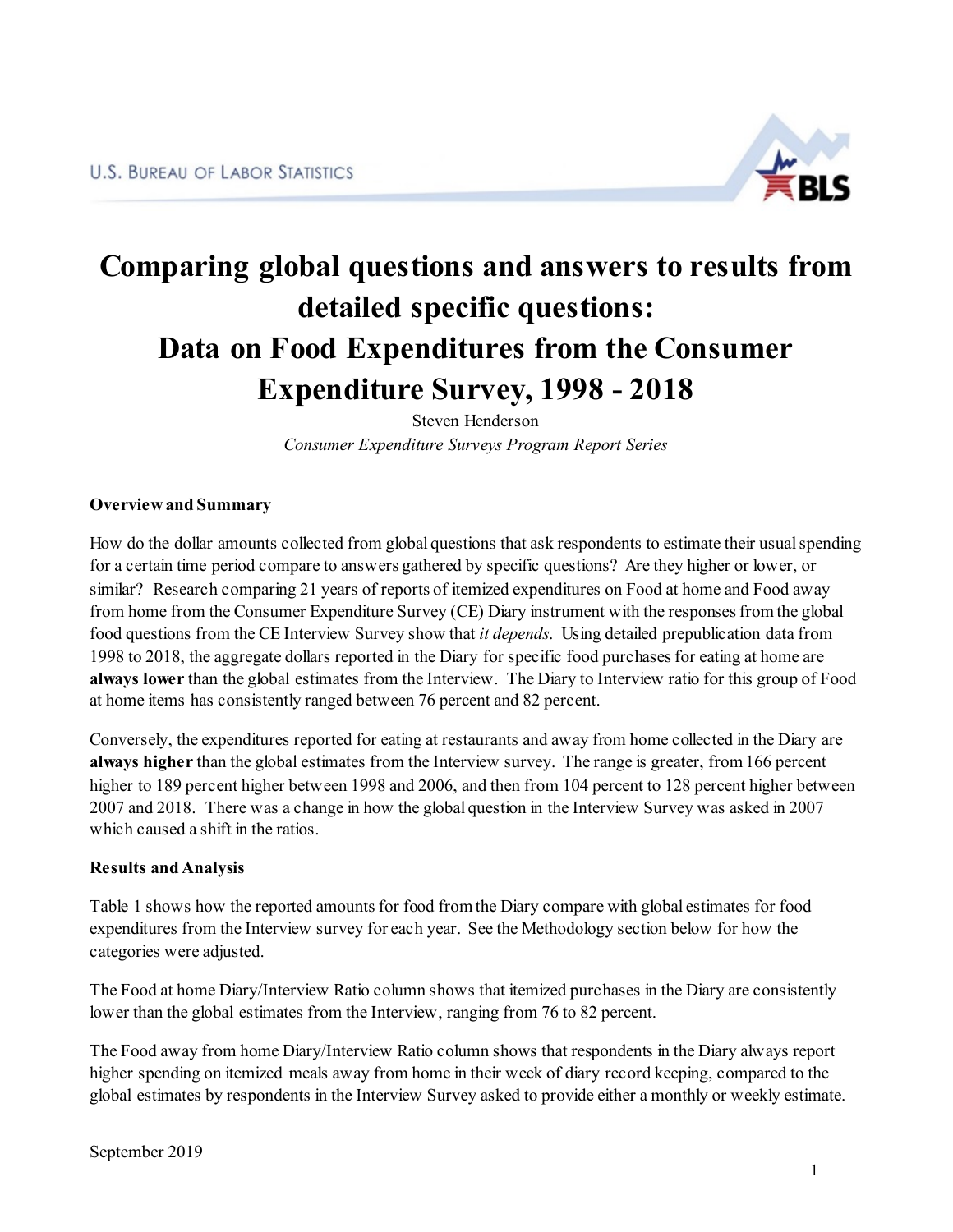U.S. BUREAU OF LABOR STATISTICS

# Comparing global questions and answers to results from detailed specific questions: Data on Food Expenditures from the Consumer Expenditure Survey, 1998 - 2018

Steven Henderson

*Consumer Expenditure Surveys Program Report Series*

**Overview and Summary**

How do the dollar amounts collected from global questions that ask respondents to estimate their usual spending for a certain time period compare to answers gathered by specific questions? Are they higher or lower, or similar? Research comparing 21 years of reports of itemized expenditures on Food at home and Food away from home from the Consumer Expenditure Survey (CE) Diary instrument with the responses from the global food questions from the CE Interview Survey show that *it depends*. Using detailed prepublication data from 1998 to 2018, the aggregate dollars reported in the Diary for specific food purchases for eating at home are **always lower** than the global estimates from the Interview. The Diary to Interview ratio for this group of Food at home items has consistently ranged between 76 percent and 82 percent.

Conversely, the expenditures reported for eating at restaurants and away from home collected in the Diary are **always higher** than the global estimates from the Interview survey. The range is greater, from 166 percent higher to 189 percent higher between 1998 and 2006, and then from 104 percent to 128 percent higher between 2007 and 2018. There was a change in how the global question in the Interview Survey was asked in 2007 which caused a shift in the ratios.

**Results and Analysis**

Table 1 shows how the reported amounts for food from the Diary compare with global estimates for food expenditures from the Interview survey for each year. See the Methodology section below for how the categories were adjusted.

The Food at home Diary/Interview Ratio column shows that itemized purchases in the Diary are consistently lower than the global estimates from the Interview, ranging from 76 to 82 percent.

The Food away from home Diary/Interview Ratio column shows that respondents in the Diary always report higher spending on itemized meals away from home in their week of diary record keeping, compared to the global estimates by respondents in the Interview Survey asked to provide either a monthly or weekly estimate.

September 2019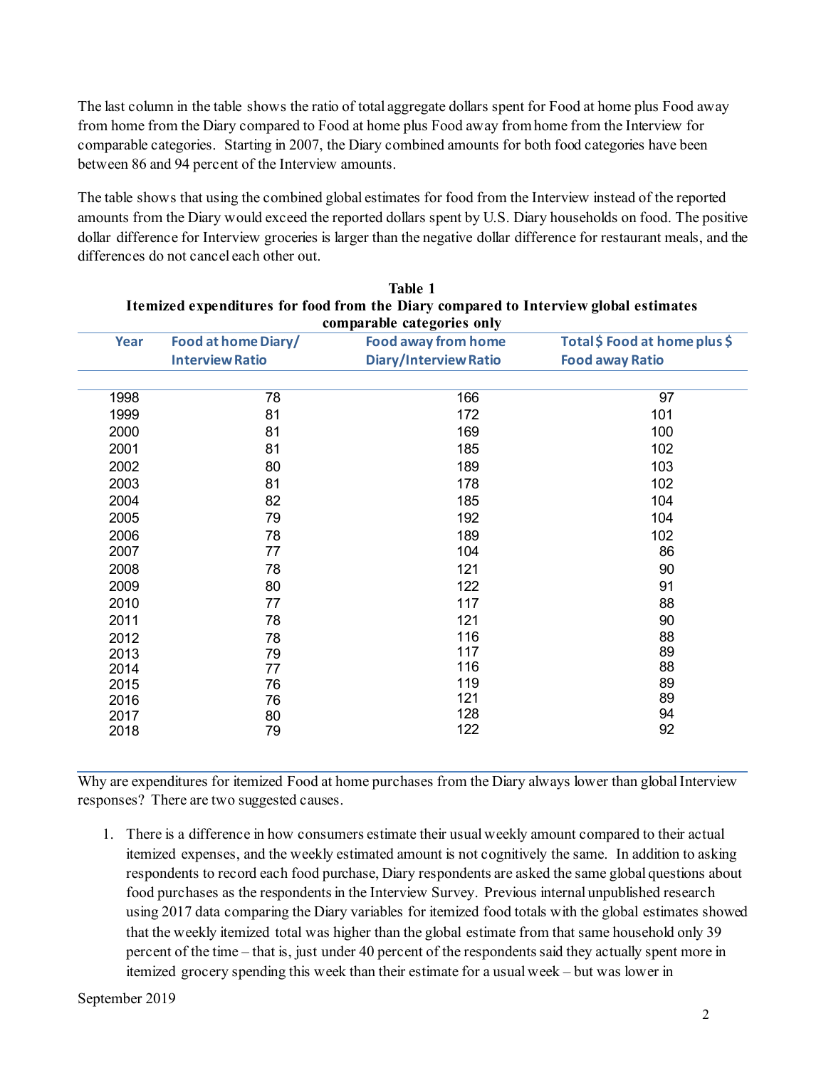The last column in the table shows the ratio of total aggregate dollars spent for Food at home plus Food away from home from the Diary compared to Food at home plus Food away from home from the Interview for comparable categories. Starting in 2007, the Diary combined amounts for both food categories have been between 86 and 94 percent of the Interview amounts.

The table shows that using the combined global estimates for food from the Interview instead of the reported amounts from the Diary would exceed the reported dollars spent by U.S. Diary households on food. The positive dollar difference for Interview groceries is larger than the negative dollar difference for restaurant meals, and the differences do not cancel each other out.

**Table 1**
**Itemized expenditures for food from the Diary compared to Interview global estimates comparable categories only**

| Year | Food at home Diary/ Interview Ratio | Food away from home Diary/Interview Ratio | Total $ Food at home plus $ Food away Ratio |
|---|---|---|---|
| 1998 | 78 | 166 | 97 |
| 1999 | 81 | 172 | 101 |
| 2000 | 81 | 169 | 100 |
| 2001 | 81 | 185 | 102 |
| 2002 | 80 | 189 | 103 |
| 2003 | 81 | 178 | 102 |
| 2004 | 82 | 185 | 104 |
| 2005 | 79 | 192 | 104 |
| 2006 | 78 | 189 | 102 |
| 2007 | 77 | 104 | 86 |
| 2008 | 78 | 121 | 90 |
| 2009 | 80 | 122 | 91 |
| 2010 | 77 | 117 | 88 |
| 2011 | 78 | 121 | 90 |
| 2012 | 78 | 116 | 88 |
| 2013 | 79 | 117 | 89 |
| 2014 | 77 | 116 | 88 |
| 2015 | 76 | 119 | 89 |
| 2016 | 76 | 121 | 89 |
| 2017 | 80 | 128 | 94 |
| 2018 | 79 | 122 | 92 |

Why are expenditures for itemized Food at home purchases from the Diary always lower than global Interview responses? There are two suggested causes.

1. There is a difference in how consumers estimate their usual weekly amount compared to their actual itemized expenses, and the weekly estimated amount is not cognitively the same. In addition to asking respondents to record each food purchase, Diary respondents are asked the same global questions about food purchases as the respondents in the Interview Survey. Previous internal unpublished research using 2017 data comparing the Diary variables for itemized food totals with the global estimates showed that the weekly itemized total was higher than the global estimate from that same household only 39 percent of the time – that is, just under 40 percent of the respondents said they actually spent more in itemized grocery spending this week than their estimate for a usual week – but was lower in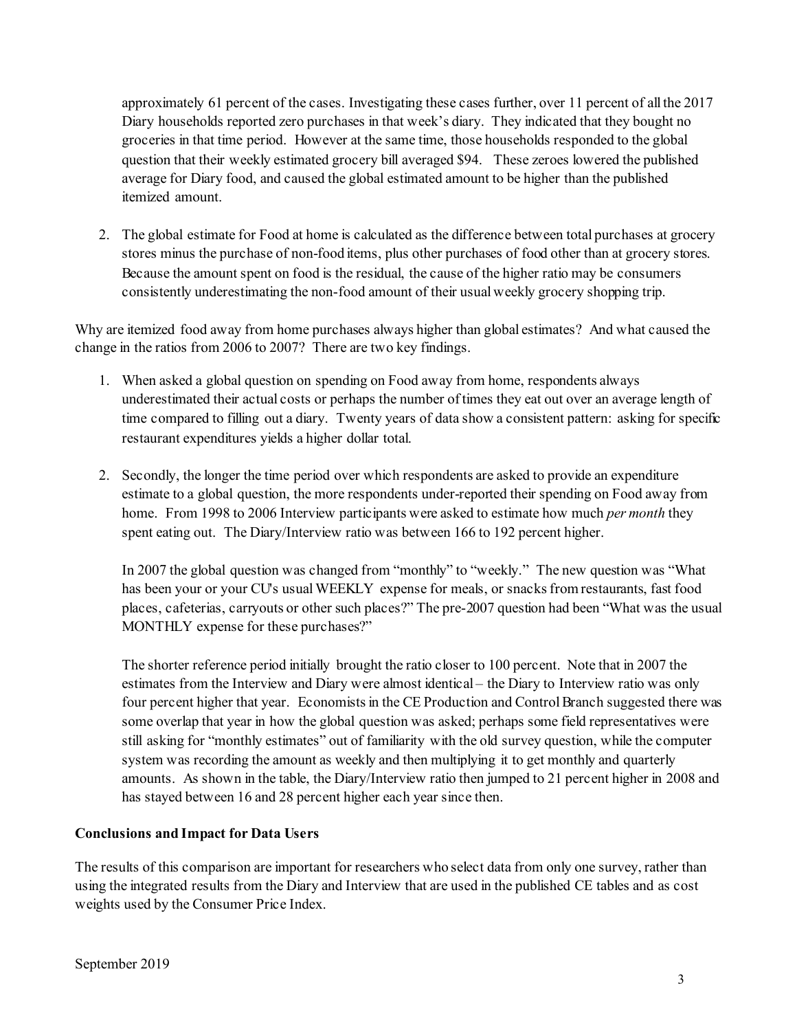approximately 61 percent of the cases. Investigating these cases further, over 11 percent of all the 2017 Diary households reported zero purchases in that week's diary. They indicated that they bought no groceries in that time period. However at the same time, those households responded to the global question that their weekly estimated grocery bill averaged $94. These zeroes lowered the published average for Diary food, and caused the global estimated amount to be higher than the published itemized amount.

2. The global estimate for Food at home is calculated as the difference between total purchases at grocery stores minus the purchase of non-food items, plus other purchases of food other than at grocery stores. Because the amount spent on food is the residual, the cause of the higher ratio may be consumers consistently underestimating the non-food amount of their usual weekly grocery shopping trip.

Why are itemized food away from home purchases always higher than global estimates? And what caused the change in the ratios from 2006 to 2007? There are two key findings.

1. When asked a global question on spending on Food away from home, respondents always underestimated their actual costs or perhaps the number of times they eat out over an average length of time compared to filling out a diary. Twenty years of data show a consistent pattern: asking for specific restaurant expenditures yields a higher dollar total.

2. Secondly, the longer the time period over which respondents are asked to provide an expenditure estimate to a global question, the more respondents under-reported their spending on Food away from home. From 1998 to 2006 Interview participants were asked to estimate how much *per month* they spent eating out. The Diary/Interview ratio was between 166 to 192 percent higher.

   In 2007 the global question was changed from "monthly" to "weekly." The new question was "What has been your or your CU's usual WEEKLY expense for meals, or snacks from restaurants, fast food places, cafeterias, carryouts or other such places?" The pre-2007 question had been "What was the usual MONTHLY expense for these purchases?"

   The shorter reference period initially brought the ratio closer to 100 percent. Note that in 2007 the estimates from the Interview and Diary were almost identical – the Diary to Interview ratio was only four percent higher that year. Economists in the CE Production and Control Branch suggested there was some overlap that year in how the global question was asked; perhaps some field representatives were still asking for "monthly estimates" out of familiarity with the old survey question, while the computer system was recording the amount as weekly and then multiplying it to get monthly and quarterly amounts. As shown in the table, the Diary/Interview ratio then jumped to 21 percent higher in 2008 and has stayed between 16 and 28 percent higher each year since then.

**Conclusions and Impact for Data Users**

The results of this comparison are important for researchers who select data from only one survey, rather than using the integrated results from the Diary and Interview that are used in the published CE tables and as cost weights used by the Consumer Price Index.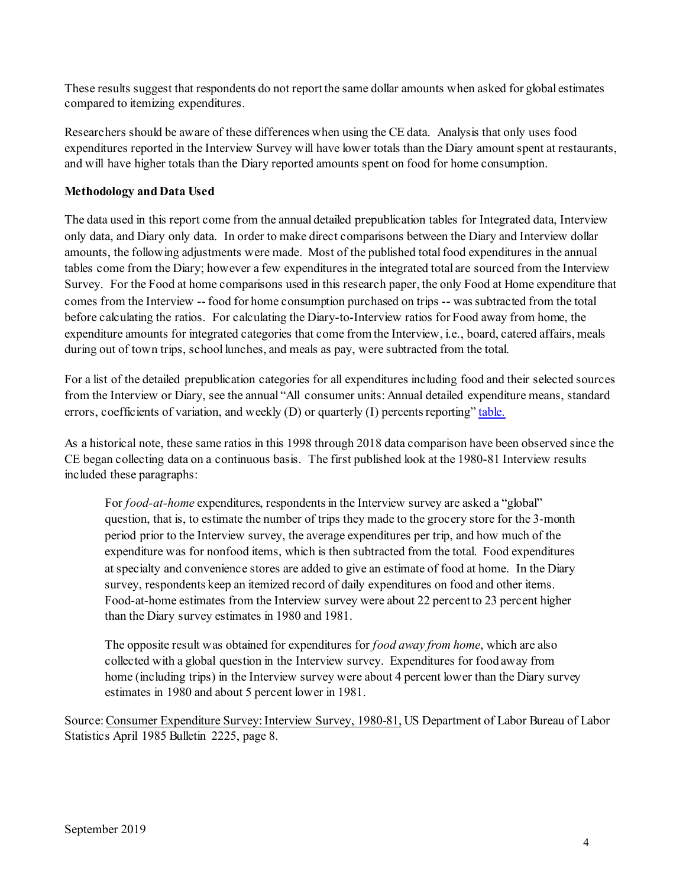These results suggest that respondents do not report the same dollar amounts when asked for global estimates compared to itemizing expenditures.

Researchers should be aware of these differences when using the CE data. Analysis that only uses food expenditures reported in the Interview Survey will have lower totals than the Diary amount spent at restaurants, and will have higher totals than the Diary reported amounts spent on food for home consumption.

**Methodology and Data Used**

The data used in this report come from the annual detailed prepublication tables for Integrated data, Interview only data, and Diary only data. In order to make direct comparisons between the Diary and Interview dollar amounts, the following adjustments were made. Most of the published total food expenditures in the annual tables come from the Diary; however a few expenditures in the integrated total are sourced from the Interview Survey. For the Food at home comparisons used in this research paper, the only Food at Home expenditure that comes from the Interview -- food for home consumption purchased on trips -- was subtracted from the total before calculating the ratios. For calculating the Diary-to-Interview ratios for Food away from home, the expenditure amounts for integrated categories that come from the Interview, i.e., board, catered affairs, meals during out of town trips, school lunches, and meals as pay, were subtracted from the total.

For a list of the detailed prepublication categories for all expenditures including food and their selected sources from the Interview or Diary, see the annual "All consumer units: Annual detailed expenditure means, standard errors, coefficients of variation, and weekly (D) or quarterly (I) percents reporting" table.

As a historical note, these same ratios in this 1998 through 2018 data comparison have been observed since the CE began collecting data on a continuous basis. The first published look at the 1980-81 Interview results included these paragraphs:

> For *food-at-home* expenditures, respondents in the Interview survey are asked a "global" question, that is, to estimate the number of trips they made to the grocery store for the 3-month period prior to the Interview survey, the average expenditures per trip, and how much of the expenditure was for nonfood items, which is then subtracted from the total. Food expenditures at specialty and convenience stores are added to give an estimate of food at home. In the Diary survey, respondents keep an itemized record of daily expenditures on food and other items. Food-at-home estimates from the Interview survey were about 22 percent to 23 percent higher than the Diary survey estimates in 1980 and 1981.
>
> The opposite result was obtained for expenditures for *food away from home*, which are also collected with a global question in the Interview survey. Expenditures for food away from home (including trips) in the Interview survey were about 4 percent lower than the Diary survey estimates in 1980 and about 5 percent lower in 1981.

Source: Consumer Expenditure Survey: Interview Survey, 1980-81, US Department of Labor Bureau of Labor Statistics April 1985 Bulletin 2225, page 8.

September 2019